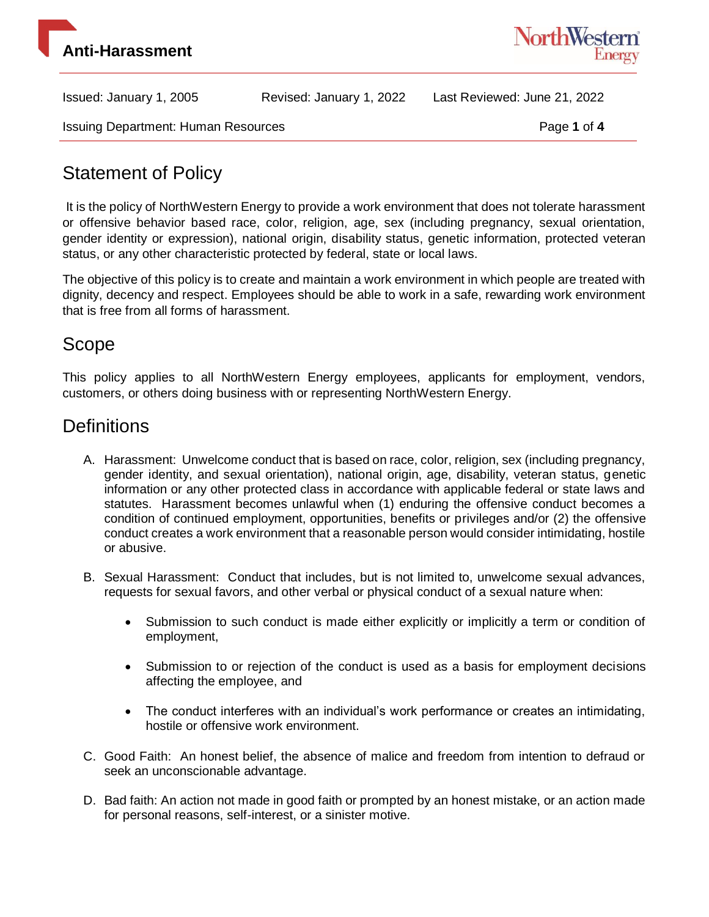# Anti-Harassment

Issued: January 1, 2005 Revised: January 1, 2022 Last Reviewed: June 21, 2022

Issuing Department: Human Resources

## Statement of Policy

It is the policy of NorthWestern Energy to provide a work environment that does not tolerate harassment or offensive behavior based race, color, religion, age, sex (including pregnancy, sexual orientation, gender identity or expression), national origin, disability status, genetic information, protected veteran status, or any other characteristic protected by federal, state or local laws.

The objective of this policy is to create and maintain a work environment in which people are treated with dignity, decency and respect. Employees should be able to work in a safe, rewarding work environment that is free from all forms of harassment.

## Scope

This policy applies to all NorthWestern Energy employees, applicants for employment, vendors, customers, or others doing business with or representing NorthWestern Energy.

## Definitions

A. Harassment: Unwelcome conduct that is based on race, color, religion, sex (including pregnancy, gender identity, and sexual orientation), national origin, age, disability, veteran status, genetic information or any other protected class in accordance with applicable federal or state laws and statutes. Harassment becomes unlawful when (1) enduring the offensive conduct becomes a condition of continued employment, opportunities, benefits or privileges and/or (2) the offensive conduct creates a work environment that a reasonable person would consider intimidating, hostile or abusive.

B. Sexual Harassment: Conduct that includes, but is not limited to, unwelcome sexual advances, requests for sexual favors, and other verbal or physical conduct of a sexual nature when:

   - Submission to such conduct is made either explicitly or implicitly a term or condition of employment,
   - Submission to or rejection of the conduct is used as a basis for employment decisions affecting the employee, and
   - The conduct interferes with an individual's work performance or creates an intimidating, hostile or offensive work environment.

C. Good Faith: An honest belief, the absence of malice and freedom from intention to defraud or seek an unconscionable advantage.

D. Bad faith: An action not made in good faith or prompted by an honest mistake, or an action made for personal reasons, self-interest, or a sinister motive.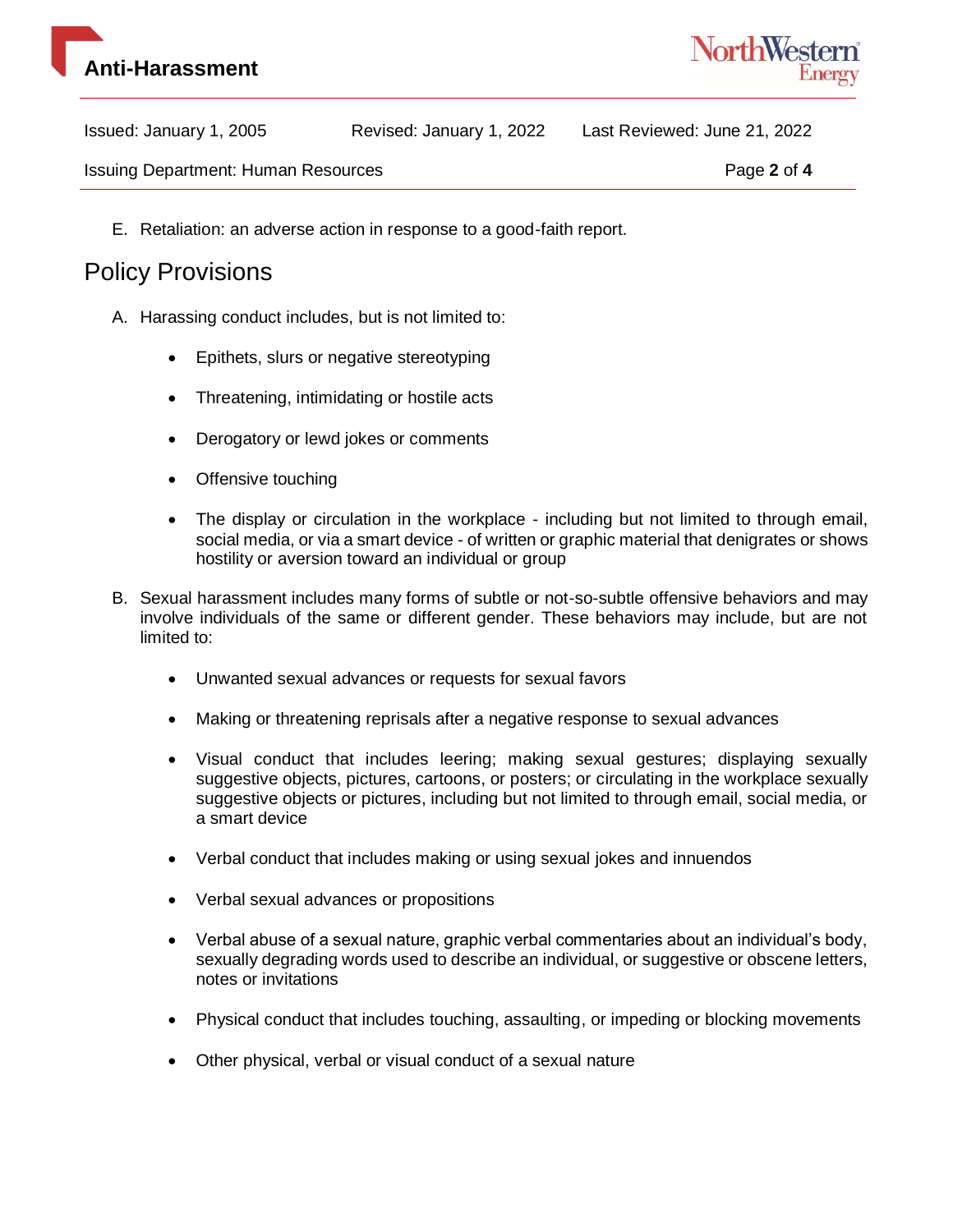E. Retaliation: an adverse action in response to a good-faith report.

## Policy Provisions

A. Harassing conduct includes, but is not limited to:

- Epithets, slurs or negative stereotyping
- Threatening, intimidating or hostile acts
- Derogatory or lewd jokes or comments
- Offensive touching
- The display or circulation in the workplace - including but not limited to through email, social media, or via a smart device - of written or graphic material that denigrates or shows hostility or aversion toward an individual or group

B. Sexual harassment includes many forms of subtle or not-so-subtle offensive behaviors and may involve individuals of the same or different gender. These behaviors may include, but are not limited to:

- Unwanted sexual advances or requests for sexual favors
- Making or threatening reprisals after a negative response to sexual advances
- Visual conduct that includes leering; making sexual gestures; displaying sexually suggestive objects, pictures, cartoons, or posters; or circulating in the workplace sexually suggestive objects or pictures, including but not limited to through email, social media, or a smart device
- Verbal conduct that includes making or using sexual jokes and innuendos
- Verbal sexual advances or propositions
- Verbal abuse of a sexual nature, graphic verbal commentaries about an individual's body, sexually degrading words used to describe an individual, or suggestive or obscene letters, notes or invitations
- Physical conduct that includes touching, assaulting, or impeding or blocking movements
- Other physical, verbal or visual conduct of a sexual nature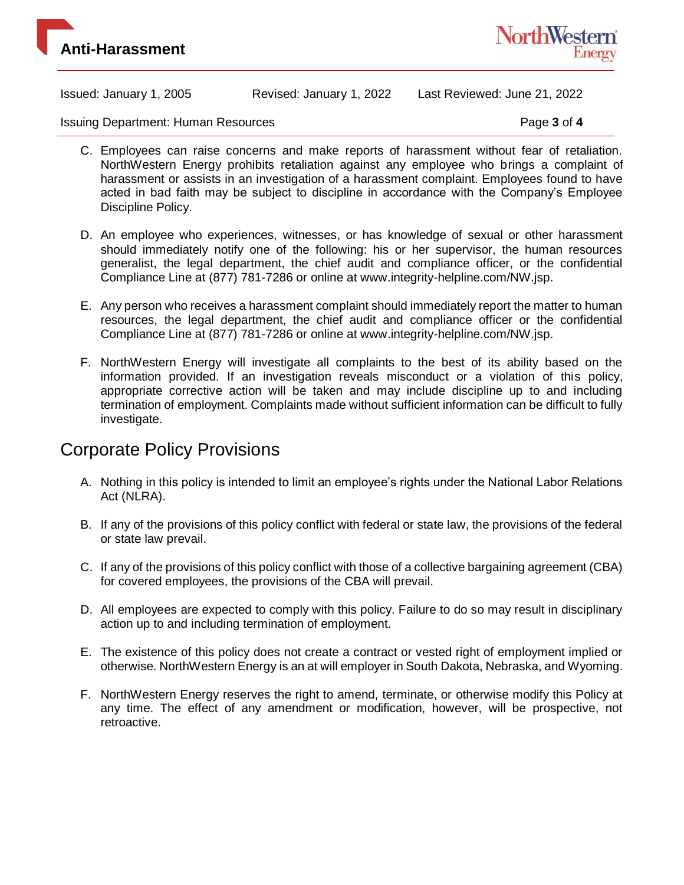C. Employees can raise concerns and make reports of harassment without fear of retaliation. NorthWestern Energy prohibits retaliation against any employee who brings a complaint of harassment or assists in an investigation of a harassment complaint. Employees found to have acted in bad faith may be subject to discipline in accordance with the Company's Employee Discipline Policy.

D. An employee who experiences, witnesses, or has knowledge of sexual or other harassment should immediately notify one of the following: his or her supervisor, the human resources generalist, the legal department, the chief audit and compliance officer, or the confidential Compliance Line at (877) 781-7286 or online at www.integrity-helpline.com/NW.jsp.

E. Any person who receives a harassment complaint should immediately report the matter to human resources, the legal department, the chief audit and compliance officer or the confidential Compliance Line at (877) 781-7286 or online at www.integrity-helpline.com/NW.jsp.

F. NorthWestern Energy will investigate all complaints to the best of its ability based on the information provided. If an investigation reveals misconduct or a violation of this policy, appropriate corrective action will be taken and may include discipline up to and including termination of employment. Complaints made without sufficient information can be difficult to fully investigate.

## Corporate Policy Provisions

A. Nothing in this policy is intended to limit an employee's rights under the National Labor Relations Act (NLRA).

B. If any of the provisions of this policy conflict with federal or state law, the provisions of the federal or state law prevail.

C. If any of the provisions of this policy conflict with those of a collective bargaining agreement (CBA) for covered employees, the provisions of the CBA will prevail.

D. All employees are expected to comply with this policy. Failure to do so may result in disciplinary action up to and including termination of employment.

E. The existence of this policy does not create a contract or vested right of employment implied or otherwise. NorthWestern Energy is an at will employer in South Dakota, Nebraska, and Wyoming.

F. NorthWestern Energy reserves the right to amend, terminate, or otherwise modify this Policy at any time. The effect of any amendment or modification, however, will be prospective, not retroactive.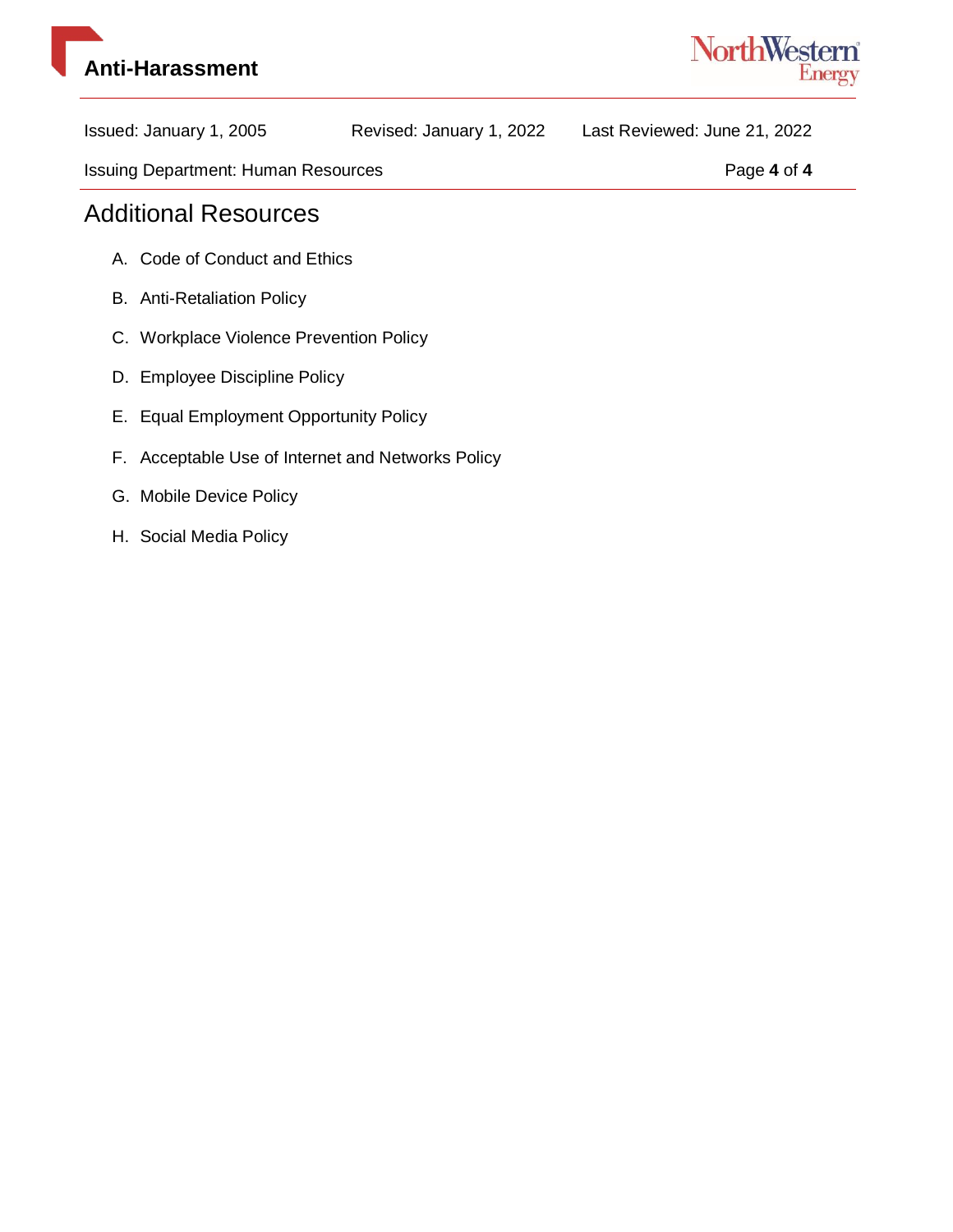## Additional Resources

A. Code of Conduct and Ethics

B. Anti-Retaliation Policy

C. Workplace Violence Prevention Policy

D. Employee Discipline Policy

E. Equal Employment Opportunity Policy

F. Acceptable Use of Internet and Networks Policy

G. Mobile Device Policy

H. Social Media Policy